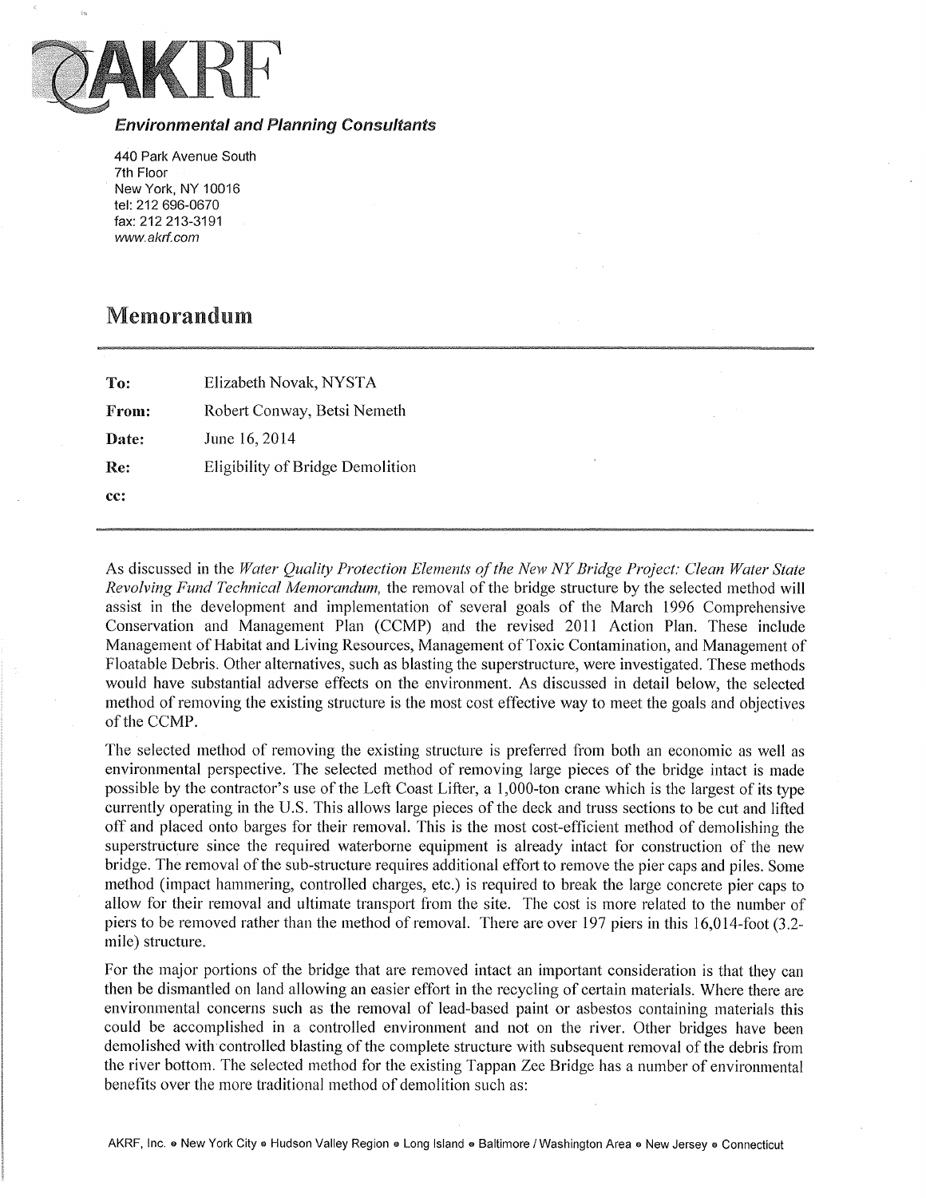# AKRF

***Environmental and Planning Consultants***

440 Park Avenue South
7th Floor
New York, NY 10016
tel: 212 696-0670
fax: 212 213-3191
www.akrf.com

## Memorandum

| | |
|---|---|
| **To:** | Elizabeth Novak, NYSTA |
| **From:** | Robert Conway, Betsi Nemeth |
| **Date:** | June 16, 2014 |
| **Re:** | Eligibility of Bridge Demolition |
| **cc:** | |

As discussed in the *Water Quality Protection Elements of the New NY Bridge Project: Clean Water State Revolving Fund Technical Memorandum,* the removal of the bridge structure by the selected method will assist in the development and implementation of several goals of the March 1996 Comprehensive Conservation and Management Plan (CCMP) and the revised 2011 Action Plan. These include Management of Habitat and Living Resources, Management of Toxic Contamination, and Management of Floatable Debris. Other alternatives, such as blasting the superstructure, were investigated. These methods would have substantial adverse effects on the environment. As discussed in detail below, the selected method of removing the existing structure is the most cost effective way to meet the goals and objectives of the CCMP.

The selected method of removing the existing structure is preferred from both an economic as well as environmental perspective. The selected method of removing large pieces of the bridge intact is made possible by the contractor's use of the Left Coast Lifter, a 1,000-ton crane which is the largest of its type currently operating in the U.S. This allows large pieces of the deck and truss sections to be cut and lifted off and placed onto barges for their removal. This is the most cost-efficient method of demolishing the superstructure since the required waterborne equipment is already intact for construction of the new bridge. The removal of the sub-structure requires additional effort to remove the pier caps and piles. Some method (impact hammering, controlled charges, etc.) is required to break the large concrete pier caps to allow for their removal and ultimate transport from the site. The cost is more related to the number of piers to be removed rather than the method of removal. There are over 197 piers in this 16,014-foot (3.2-mile) structure.

For the major portions of the bridge that are removed intact an important consideration is that they can then be dismantled on land allowing an easier effort in the recycling of certain materials. Where there are environmental concerns such as the removal of lead-based paint or asbestos containing materials this could be accomplished in a controlled environment and not on the river. Other bridges have been demolished with controlled blasting of the complete structure with subsequent removal of the debris from the river bottom. The selected method for the existing Tappan Zee Bridge has a number of environmental benefits over the more traditional method of demolition such as: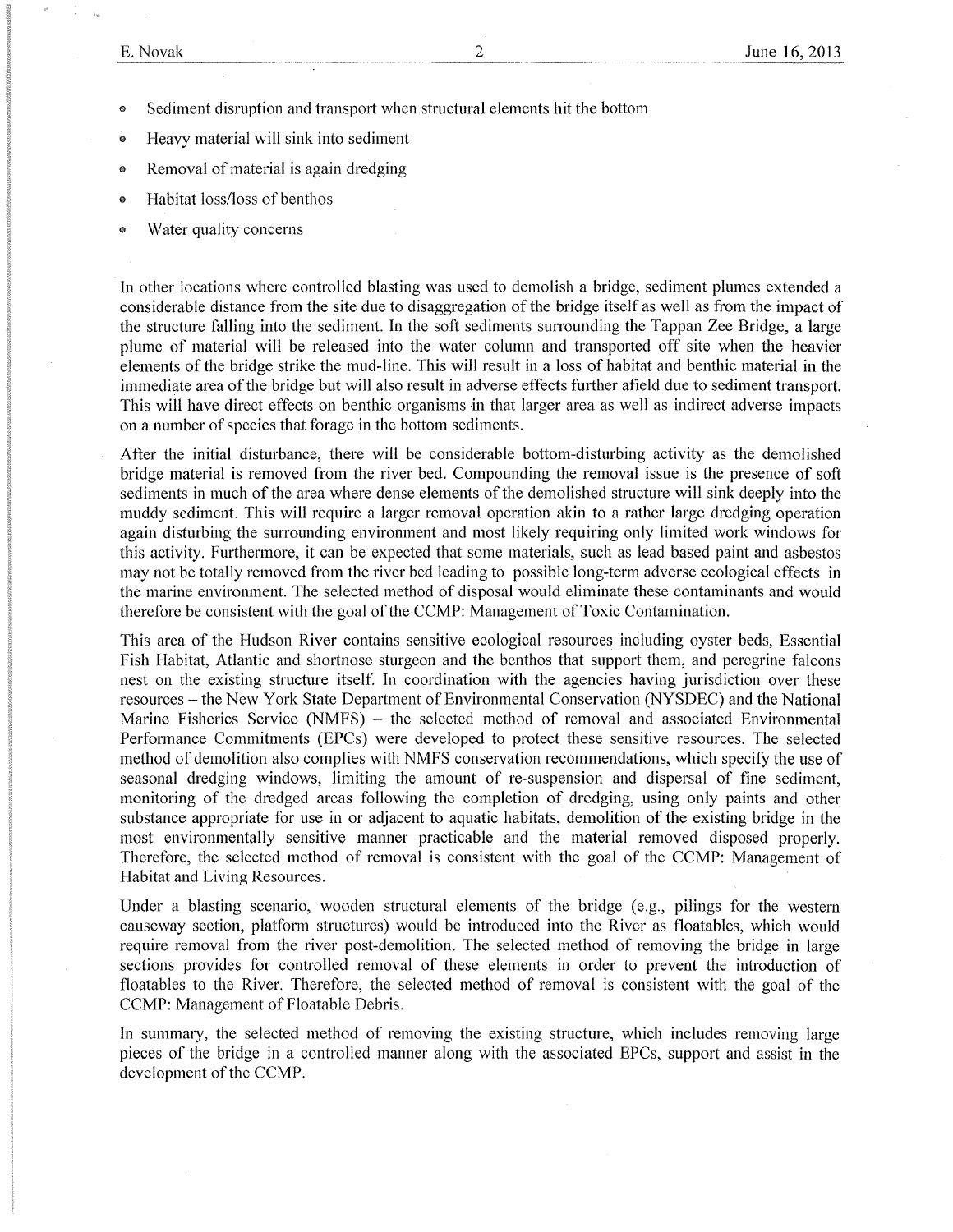- Sediment disruption and transport when structural elements hit the bottom
- Heavy material will sink into sediment
- Removal of material is again dredging
- Habitat loss/loss of benthos
- Water quality concerns

In other locations where controlled blasting was used to demolish a bridge, sediment plumes extended a considerable distance from the site due to disaggregation of the bridge itself as well as from the impact of the structure falling into the sediment. In the soft sediments surrounding the Tappan Zee Bridge, a large plume of material will be released into the water column and transported off site when the heavier elements of the bridge strike the mud-line. This will result in a loss of habitat and benthic material in the immediate area of the bridge but will also result in adverse effects further afield due to sediment transport. This will have direct effects on benthic organisms in that larger area as well as indirect adverse impacts on a number of species that forage in the bottom sediments.

After the initial disturbance, there will be considerable bottom-disturbing activity as the demolished bridge material is removed from the river bed. Compounding the removal issue is the presence of soft sediments in much of the area where dense elements of the demolished structure will sink deeply into the muddy sediment. This will require a larger removal operation akin to a rather large dredging operation again disturbing the surrounding environment and most likely requiring only limited work windows for this activity. Furthermore, it can be expected that some materials, such as lead based paint and asbestos may not be totally removed from the river bed leading to possible long-term adverse ecological effects in the marine environment. The selected method of disposal would eliminate these contaminants and would therefore be consistent with the goal of the CCMP: Management of Toxic Contamination.

This area of the Hudson River contains sensitive ecological resources including oyster beds, Essential Fish Habitat, Atlantic and shortnose sturgeon and the benthos that support them, and peregrine falcons nest on the existing structure itself. In coordination with the agencies having jurisdiction over these resources – the New York State Department of Environmental Conservation (NYSDEC) and the National Marine Fisheries Service (NMFS) – the selected method of removal and associated Environmental Performance Commitments (EPCs) were developed to protect these sensitive resources. The selected method of demolition also complies with NMFS conservation recommendations, which specify the use of seasonal dredging windows, limiting the amount of re-suspension and dispersal of fine sediment, monitoring of the dredged areas following the completion of dredging, using only paints and other substance appropriate for use in or adjacent to aquatic habitats, demolition of the existing bridge in the most environmentally sensitive manner practicable and the material removed disposed properly. Therefore, the selected method of removal is consistent with the goal of the CCMP: Management of Habitat and Living Resources.

Under a blasting scenario, wooden structural elements of the bridge (e.g., pilings for the western causeway section, platform structures) would be introduced into the River as floatables, which would require removal from the river post-demolition. The selected method of removing the bridge in large sections provides for controlled removal of these elements in order to prevent the introduction of floatables to the River. Therefore, the selected method of removal is consistent with the goal of the CCMP: Management of Floatable Debris.

In summary, the selected method of removing the existing structure, which includes removing large pieces of the bridge in a controlled manner along with the associated EPCs, support and assist in the development of the CCMP.